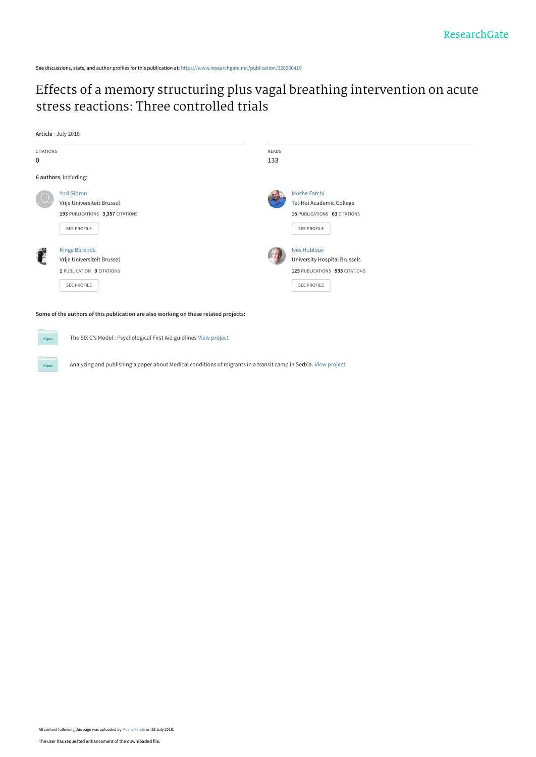See discussions, stats, and author profiles for this publication at: https://www.researchgate.net/publication/326560419

# Effects of a memory structuring plus vagal breathing intervention on acute stress reactions: Three controlled trials

**Article** · July 2018

CITATIONS
0

READS
133

**6 authors**, including:

Yori Gidron
Vrije Universiteit Brussel
**193** PUBLICATIONS **3,357** CITATIONS

SEE PROFILE

Moshe Farchi
Tel-Hai Academic College
**16** PUBLICATIONS **63** CITATIONS

SEE PROFILE

Kinge Berends
Vrije Universiteit Brussel
**1** PUBLICATION **0** CITATIONS

SEE PROFILE

Ives Hubloue
University Hospital Brussels
**125** PUBLICATIONS **933** CITATIONS

SEE PROFILE

**Some of the authors of this publication are also working on these related projects:**

The SIX C's Model : Psychological First Aid guidelines View project

Analyzing and publishing a paper about Medical conditions of migrants in a transit camp in Serbia. View project

All content following this page was uploaded by Moshe Farchi on 23 July 2018.

The user has requested enhancement of the downloaded file.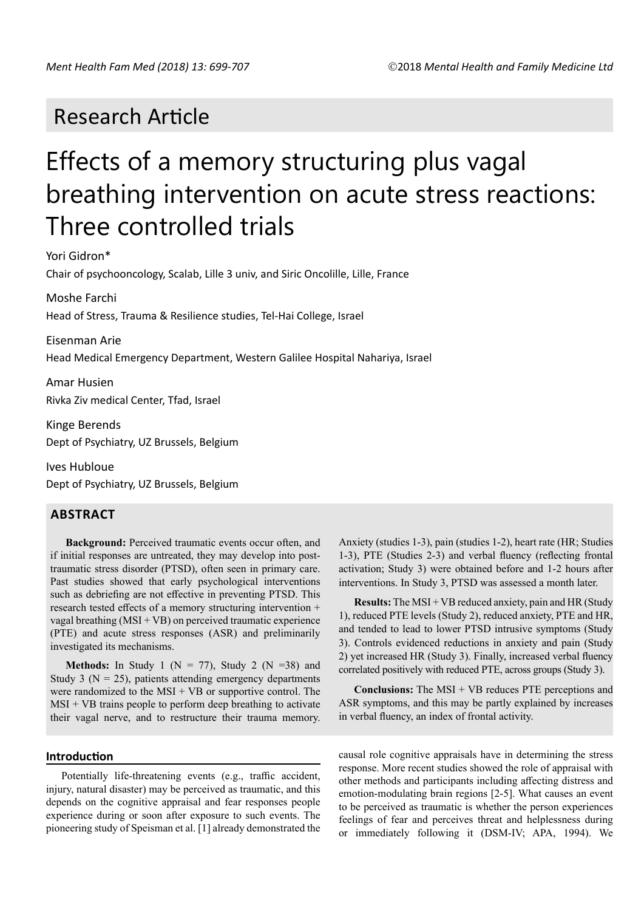## Research Article

# Effects of a memory structuring plus vagal breathing intervention on acute stress reactions: Three controlled trials

Yori Gidron*

Chair of psychooncology, Scalab, Lille 3 univ, and Siric Oncolille, Lille, France

Moshe Farchi

Head of Stress, Trauma & Resilience studies, Tel-Hai College, Israel

Eisenman Arie

Head Medical Emergency Department, Western Galilee Hospital Nahariya, Israel

Amar Husien

Rivka Ziv medical Center, Tfad, Israel

Kinge Berends

Dept of Psychiatry, UZ Brussels, Belgium

Ives Hubloue

Dept of Psychiatry, UZ Brussels, Belgium

## ABSTRACT

**Background:** Perceived traumatic events occur often, and if initial responses are untreated, they may develop into post-traumatic stress disorder (PTSD), often seen in primary care. Past studies showed that early psychological interventions such as debriefing are not effective in preventing PTSD. This research tested effects of a memory structuring intervention + vagal breathing (MSI + VB) on perceived traumatic experience (PTE) and acute stress responses (ASR) and preliminarily investigated its mechanisms.

**Methods:** In Study 1 (N = 77), Study 2 (N =38) and Study 3 (N = 25), patients attending emergency departments were randomized to the MSI + VB or supportive control. The MSI + VB trains people to perform deep breathing to activate their vagal nerve, and to restructure their trauma memory. Anxiety (studies 1-3), pain (studies 1-2), heart rate (HR; Studies 1-3), PTE (Studies 2-3) and verbal fluency (reflecting frontal activation; Study 3) were obtained before and 1-2 hours after interventions. In Study 3, PTSD was assessed a month later.

**Results:** The MSI + VB reduced anxiety, pain and HR (Study 1), reduced PTE levels (Study 2), reduced anxiety, PTE and HR, and tended to lead to lower PTSD intrusive symptoms (Study 3). Controls evidenced reductions in anxiety and pain (Study 2) yet increased HR (Study 3). Finally, increased verbal fluency correlated positively with reduced PTE, across groups (Study 3).

**Conclusions:** The MSI + VB reduces PTE perceptions and ASR symptoms, and this may be partly explained by increases in verbal fluency, an index of frontal activity.

### Introduction

Potentially life-threatening events (e.g., traffic accident, injury, natural disaster) may be perceived as traumatic, and this depends on the cognitive appraisal and fear responses people experience during or soon after exposure to such events. The pioneering study of Speisman et al. [1] already demonstrated the causal role cognitive appraisals have in determining the stress response. More recent studies showed the role of appraisal with other methods and participants including affecting distress and emotion-modulating brain regions [2-5]. What causes an event to be perceived as traumatic is whether the person experiences feelings of fear and perceives threat and helplessness during or immediately following it (DSM-IV; APA, 1994). We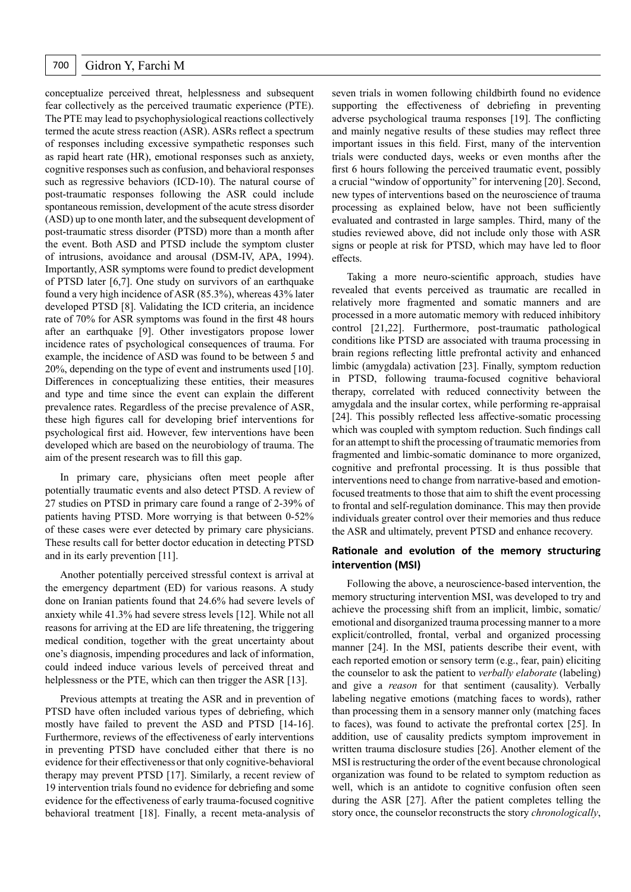conceptualize perceived threat, helplessness and subsequent fear collectively as the perceived traumatic experience (PTE). The PTE may lead to psychophysiological reactions collectively termed the acute stress reaction (ASR). ASRs reflect a spectrum of responses including excessive sympathetic responses such as rapid heart rate (HR), emotional responses such as anxiety, cognitive responses such as confusion, and behavioral responses such as regressive behaviors (ICD-10). The natural course of post-traumatic responses following the ASR could include spontaneous remission, development of the acute stress disorder (ASD) up to one month later, and the subsequent development of post-traumatic stress disorder (PTSD) more than a month after the event. Both ASD and PTSD include the symptom cluster of intrusions, avoidance and arousal (DSM-IV, APA, 1994). Importantly, ASR symptoms were found to predict development of PTSD later [6,7]. One study on survivors of an earthquake found a very high incidence of ASR (85.3%), whereas 43% later developed PTSD [8]. Validating the ICD criteria, an incidence rate of 70% for ASR symptoms was found in the first 48 hours after an earthquake [9]. Other investigators propose lower incidence rates of psychological consequences of trauma. For example, the incidence of ASD was found to be between 5 and 20%, depending on the type of event and instruments used [10]. Differences in conceptualizing these entities, their measures and type and time since the event can explain the different prevalence rates. Regardless of the precise prevalence of ASR, these high figures call for developing brief interventions for psychological first aid. However, few interventions have been developed which are based on the neurobiology of trauma. The aim of the present research was to fill this gap.

In primary care, physicians often meet people after potentially traumatic events and also detect PTSD. A review of 27 studies on PTSD in primary care found a range of 2-39% of patients having PTSD. More worrying is that between 0-52% of these cases were ever detected by primary care physicians. These results call for better doctor education in detecting PTSD and in its early prevention [11].

Another potentially perceived stressful context is arrival at the emergency department (ED) for various reasons. A study done on Iranian patients found that 24.6% had severe levels of anxiety while 41.3% had severe stress levels [12]. While not all reasons for arriving at the ED are life threatening, the triggering medical condition, together with the great uncertainty about one's diagnosis, impending procedures and lack of information, could indeed induce various levels of perceived threat and helplessness or the PTE, which can then trigger the ASR [13].

Previous attempts at treating the ASR and in prevention of PTSD have often included various types of debriefing, which mostly have failed to prevent the ASD and PTSD [14-16]. Furthermore, reviews of the effectiveness of early interventions in preventing PTSD have concluded either that there is no evidence for their effectiveness or that only cognitive-behavioral therapy may prevent PTSD [17]. Similarly, a recent review of 19 intervention trials found no evidence for debriefing and some evidence for the effectiveness of early trauma-focused cognitive behavioral treatment [18]. Finally, a recent meta-analysis of seven trials in women following childbirth found no evidence supporting the effectiveness of debriefing in preventing adverse psychological trauma responses [19]. The conflicting and mainly negative results of these studies may reflect three important issues in this field. First, many of the intervention trials were conducted days, weeks or even months after the first 6 hours following the perceived traumatic event, possibly a crucial "window of opportunity" for intervening [20]. Second, new types of interventions based on the neuroscience of trauma processing as explained below, have not been sufficiently evaluated and contrasted in large samples. Third, many of the studies reviewed above, did not include only those with ASR signs or people at risk for PTSD, which may have led to floor effects.

Taking a more neuro-scientific approach, studies have revealed that events perceived as traumatic are recalled in relatively more fragmented and somatic manners and are processed in a more automatic memory with reduced inhibitory control [21,22]. Furthermore, post-traumatic pathological conditions like PTSD are associated with trauma processing in brain regions reflecting little prefrontal activity and enhanced limbic (amygdala) activation [23]. Finally, symptom reduction in PTSD, following trauma-focused cognitive behavioral therapy, correlated with reduced connectivity between the amygdala and the insular cortex, while performing re-appraisal [24]. This possibly reflected less affective-somatic processing which was coupled with symptom reduction. Such findings call for an attempt to shift the processing of traumatic memories from fragmented and limbic-somatic dominance to more organized, cognitive and prefrontal processing. It is thus possible that interventions need to change from narrative-based and emotion-focused treatments to those that aim to shift the event processing to frontal and self-regulation dominance. This may then provide individuals greater control over their memories and thus reduce the ASR and ultimately, prevent PTSD and enhance recovery.

## Rationale and evolution of the memory structuring intervention (MSI)

Following the above, a neuroscience-based intervention, the memory structuring intervention MSI, was developed to try and achieve the processing shift from an implicit, limbic, somatic/emotional and disorganized trauma processing manner to a more explicit/controlled, frontal, verbal and organized processing manner [24]. In the MSI, patients describe their event, with each reported emotion or sensory term (e.g., fear, pain) eliciting the counselor to ask the patient to *verbally elaborate* (labeling) and give a *reason* for that sentiment (causality). Verbally labeling negative emotions (matching faces to words), rather than processing them in a sensory manner only (matching faces to faces), was found to activate the prefrontal cortex [25]. In addition, use of causality predicts symptom improvement in written trauma disclosure studies [26]. Another element of the MSI is restructuring the order of the event because chronological organization was found to be related to symptom reduction as well, which is an antidote to cognitive confusion often seen during the ASR [27]. After the patient completes telling the story once, the counselor reconstructs the story *chronologically*,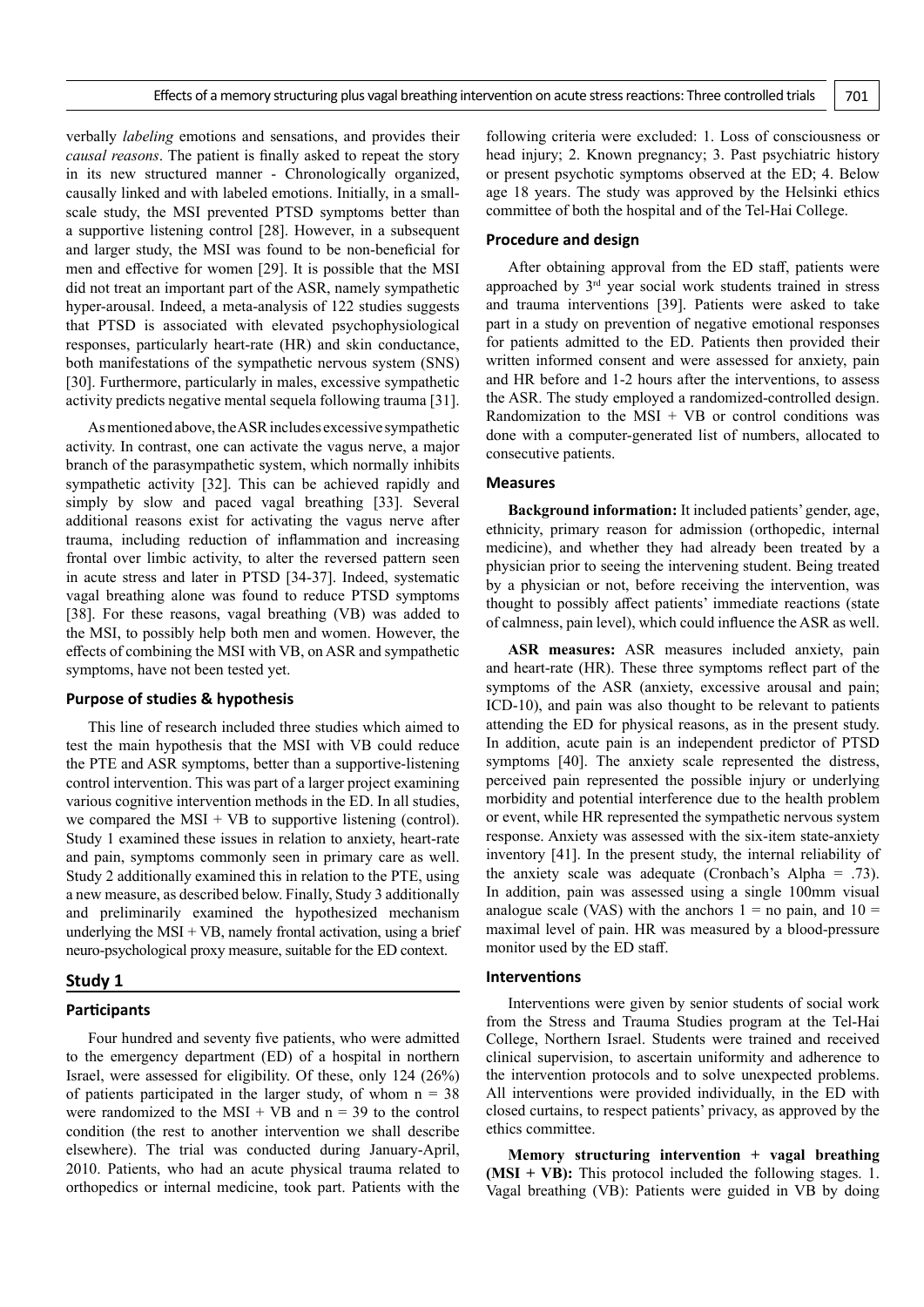verbally *labeling* emotions and sensations, and provides their *causal reasons*. The patient is finally asked to repeat the story in its new structured manner - Chronologically organized, causally linked and with labeled emotions. Initially, in a small-scale study, the MSI prevented PTSD symptoms better than a supportive listening control [28]. However, in a subsequent and larger study, the MSI was found to be non-beneficial for men and effective for women [29]. It is possible that the MSI did not treat an important part of the ASR, namely sympathetic hyper-arousal. Indeed, a meta-analysis of 122 studies suggests that PTSD is associated with elevated psychophysiological responses, particularly heart-rate (HR) and skin conductance, both manifestations of the sympathetic nervous system (SNS) [30]. Furthermore, particularly in males, excessive sympathetic activity predicts negative mental sequela following trauma [31].

As mentioned above, the ASR includes excessive sympathetic activity. In contrast, one can activate the vagus nerve, a major branch of the parasympathetic system, which normally inhibits sympathetic activity [32]. This can be achieved rapidly and simply by slow and paced vagal breathing [33]. Several additional reasons exist for activating the vagus nerve after trauma, including reduction of inflammation and increasing frontal over limbic activity, to alter the reversed pattern seen in acute stress and later in PTSD [34-37]. Indeed, systematic vagal breathing alone was found to reduce PTSD symptoms [38]. For these reasons, vagal breathing (VB) was added to the MSI, to possibly help both men and women. However, the effects of combining the MSI with VB, on ASR and sympathetic symptoms, have not been tested yet.

### Purpose of studies & hypothesis

This line of research included three studies which aimed to test the main hypothesis that the MSI with VB could reduce the PTE and ASR symptoms, better than a supportive-listening control intervention. This was part of a larger project examining various cognitive intervention methods in the ED. In all studies, we compared the MSI + VB to supportive listening (control). Study 1 examined these issues in relation to anxiety, heart-rate and pain, symptoms commonly seen in primary care as well. Study 2 additionally examined this in relation to the PTE, using a new measure, as described below. Finally, Study 3 additionally and preliminarily examined the hypothesized mechanism underlying the MSI + VB, namely frontal activation, using a brief neuro-psychological proxy measure, suitable for the ED context.

## Study 1

### Participants

Four hundred and seventy five patients, who were admitted to the emergency department (ED) of a hospital in northern Israel, were assessed for eligibility. Of these, only 124 (26%) of patients participated in the larger study, of whom n = 38 were randomized to the MSI + VB and n = 39 to the control condition (the rest to another intervention we shall describe elsewhere). The trial was conducted during January-April, 2010. Patients, who had an acute physical trauma related to orthopedics or internal medicine, took part. Patients with the following criteria were excluded: 1. Loss of consciousness or head injury; 2. Known pregnancy; 3. Past psychiatric history or present psychotic symptoms observed at the ED; 4. Below age 18 years. The study was approved by the Helsinki ethics committee of both the hospital and of the Tel-Hai College.

### Procedure and design

After obtaining approval from the ED staff, patients were approached by 3rd year social work students trained in stress and trauma interventions [39]. Patients were asked to take part in a study on prevention of negative emotional responses for patients admitted to the ED. Patients then provided their written informed consent and were assessed for anxiety, pain and HR before and 1-2 hours after the interventions, to assess the ASR. The study employed a randomized-controlled design. Randomization to the MSI + VB or control conditions was done with a computer-generated list of numbers, allocated to consecutive patients.

### Measures

**Background information:** It included patients' gender, age, ethnicity, primary reason for admission (orthopedic, internal medicine), and whether they had already been treated by a physician prior to seeing the intervening student. Being treated by a physician or not, before receiving the intervention, was thought to possibly affect patients' immediate reactions (state of calmness, pain level), which could influence the ASR as well.

**ASR measures:** ASR measures included anxiety, pain and heart-rate (HR). These three symptoms reflect part of the symptoms of the ASR (anxiety, excessive arousal and pain; ICD-10), and pain was also thought to be relevant to patients attending the ED for physical reasons, as in the present study. In addition, acute pain is an independent predictor of PTSD symptoms [40]. The anxiety scale represented the distress, perceived pain represented the possible injury or underlying morbidity and potential interference due to the health problem or event, while HR represented the sympathetic nervous system response. Anxiety was assessed with the six-item state-anxiety inventory [41]. In the present study, the internal reliability of the anxiety scale was adequate (Cronbach's Alpha = .73). In addition, pain was assessed using a single 100mm visual analogue scale (VAS) with the anchors 1 = no pain, and 10 = maximal level of pain. HR was measured by a blood-pressure monitor used by the ED staff.

### Interventions

Interventions were given by senior students of social work from the Stress and Trauma Studies program at the Tel-Hai College, Northern Israel. Students were trained and received clinical supervision, to ascertain uniformity and adherence to the intervention protocols and to solve unexpected problems. All interventions were provided individually, in the ED with closed curtains, to respect patients' privacy, as approved by the ethics committee.

**Memory structuring intervention + vagal breathing (MSI + VB):** This protocol included the following stages. 1. Vagal breathing (VB): Patients were guided in VB by doing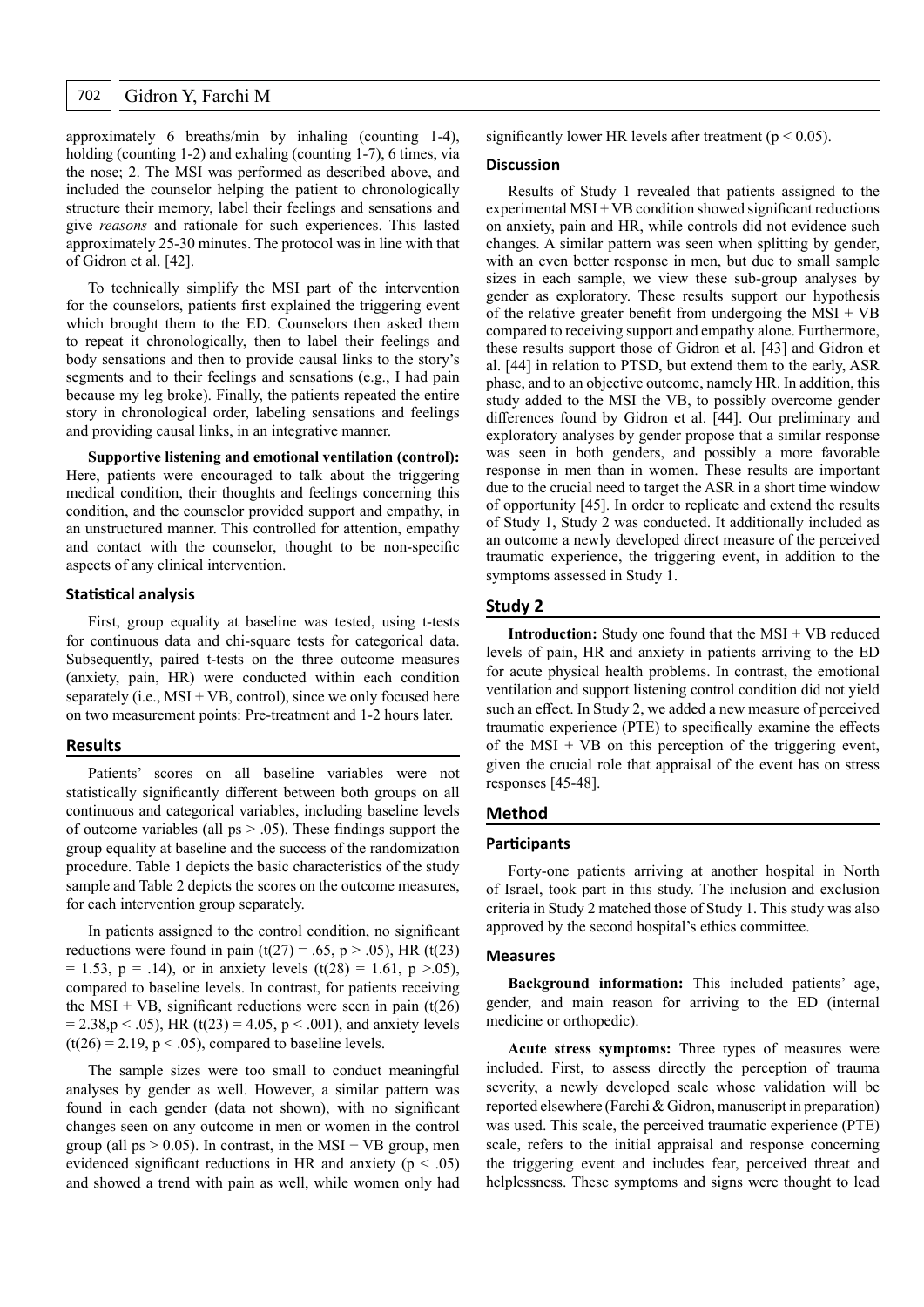approximately 6 breaths/min by inhaling (counting 1-4), holding (counting 1-2) and exhaling (counting 1-7), 6 times, via the nose; 2. The MSI was performed as described above, and included the counselor helping the patient to chronologically structure their memory, label their feelings and sensations and give *reasons* and rationale for such experiences. This lasted approximately 25-30 minutes. The protocol was in line with that of Gidron et al. [42].

To technically simplify the MSI part of the intervention for the counselors, patients first explained the triggering event which brought them to the ED. Counselors then asked them to repeat it chronologically, then to label their feelings and body sensations and then to provide causal links to the story's segments and to their feelings and sensations (e.g., I had pain because my leg broke). Finally, the patients repeated the entire story in chronological order, labeling sensations and feelings and providing causal links, in an integrative manner.

**Supportive listening and emotional ventilation (control):** Here, patients were encouraged to talk about the triggering medical condition, their thoughts and feelings concerning this condition, and the counselor provided support and empathy, in an unstructured manner. This controlled for attention, empathy and contact with the counselor, thought to be non-specific aspects of any clinical intervention.

### Statistical analysis

First, group equality at baseline was tested, using t-tests for continuous data and chi-square tests for categorical data. Subsequently, paired t-tests on the three outcome measures (anxiety, pain, HR) were conducted within each condition separately (i.e., MSI + VB, control), since we only focused here on two measurement points: Pre-treatment and 1-2 hours later.

## Results

Patients' scores on all baseline variables were not statistically significantly different between both groups on all continuous and categorical variables, including baseline levels of outcome variables (all ps $> .05$). These findings support the group equality at baseline and the success of the randomization procedure. Table 1 depicts the basic characteristics of the study sample and Table 2 depicts the scores on the outcome measures, for each intervention group separately.

In patients assigned to the control condition, no significant reductions were found in pain ($t(27) = .65$, $p > .05$), HR ($t(23) = 1.53$, $p = .14$), or in anxiety levels ($t(28) = 1.61$, $p > .05$), compared to baseline levels. In contrast, for patients receiving the MSI + VB, significant reductions were seen in pain ($t(26) = 2.38, p < .05$), HR ($t(23) = 4.05$, $p < .001$), and anxiety levels ($t(26) = 2.19$, $p < .05$), compared to baseline levels.

The sample sizes were too small to conduct meaningful analyses by gender as well. However, a similar pattern was found in each gender (data not shown), with no significant changes seen on any outcome in men or women in the control group (all ps $> 0.05$). In contrast, in the MSI + VB group, men evidenced significant reductions in HR and anxiety ($p < .05$) and showed a trend with pain as well, while women only had significantly lower HR levels after treatment ($p < 0.05$).

### Discussion

Results of Study 1 revealed that patients assigned to the experimental MSI + VB condition showed significant reductions on anxiety, pain and HR, while controls did not evidence such changes. A similar pattern was seen when splitting by gender, with an even better response in men, but due to small sample sizes in each sample, we view these sub-group analyses by gender as exploratory. These results support our hypothesis of the relative greater benefit from undergoing the MSI + VB compared to receiving support and empathy alone. Furthermore, these results support those of Gidron et al. [43] and Gidron et al. [44] in relation to PTSD, but extend them to the early, ASR phase, and to an objective outcome, namely HR. In addition, this study added to the MSI the VB, to possibly overcome gender differences found by Gidron et al. [44]. Our preliminary and exploratory analyses by gender propose that a similar response was seen in both genders, and possibly a more favorable response in men than in women. These results are important due to the crucial need to target the ASR in a short time window of opportunity [45]. In order to replicate and extend the results of Study 1, Study 2 was conducted. It additionally included as an outcome a newly developed direct measure of the perceived traumatic experience, the triggering event, in addition to the symptoms assessed in Study 1.

## Study 2

**Introduction:** Study one found that the MSI + VB reduced levels of pain, HR and anxiety in patients arriving to the ED for acute physical health problems. In contrast, the emotional ventilation and support listening control condition did not yield such an effect. In Study 2, we added a new measure of perceived traumatic experience (PTE) to specifically examine the effects of the MSI + VB on this perception of the triggering event, given the crucial role that appraisal of the event has on stress responses [45-48].

## Method

### Participants

Forty-one patients arriving at another hospital in North of Israel, took part in this study. The inclusion and exclusion criteria in Study 2 matched those of Study 1. This study was also approved by the second hospital's ethics committee.

### Measures

**Background information:** This included patients' age, gender, and main reason for arriving to the ED (internal medicine or orthopedic).

**Acute stress symptoms:** Three types of measures were included. First, to assess directly the perception of trauma severity, a newly developed scale whose validation will be reported elsewhere (Farchi & Gidron, manuscript in preparation) was used. This scale, the perceived traumatic experience (PTE) scale, refers to the initial appraisal and response concerning the triggering event and includes fear, perceived threat and helplessness. These symptoms and signs were thought to lead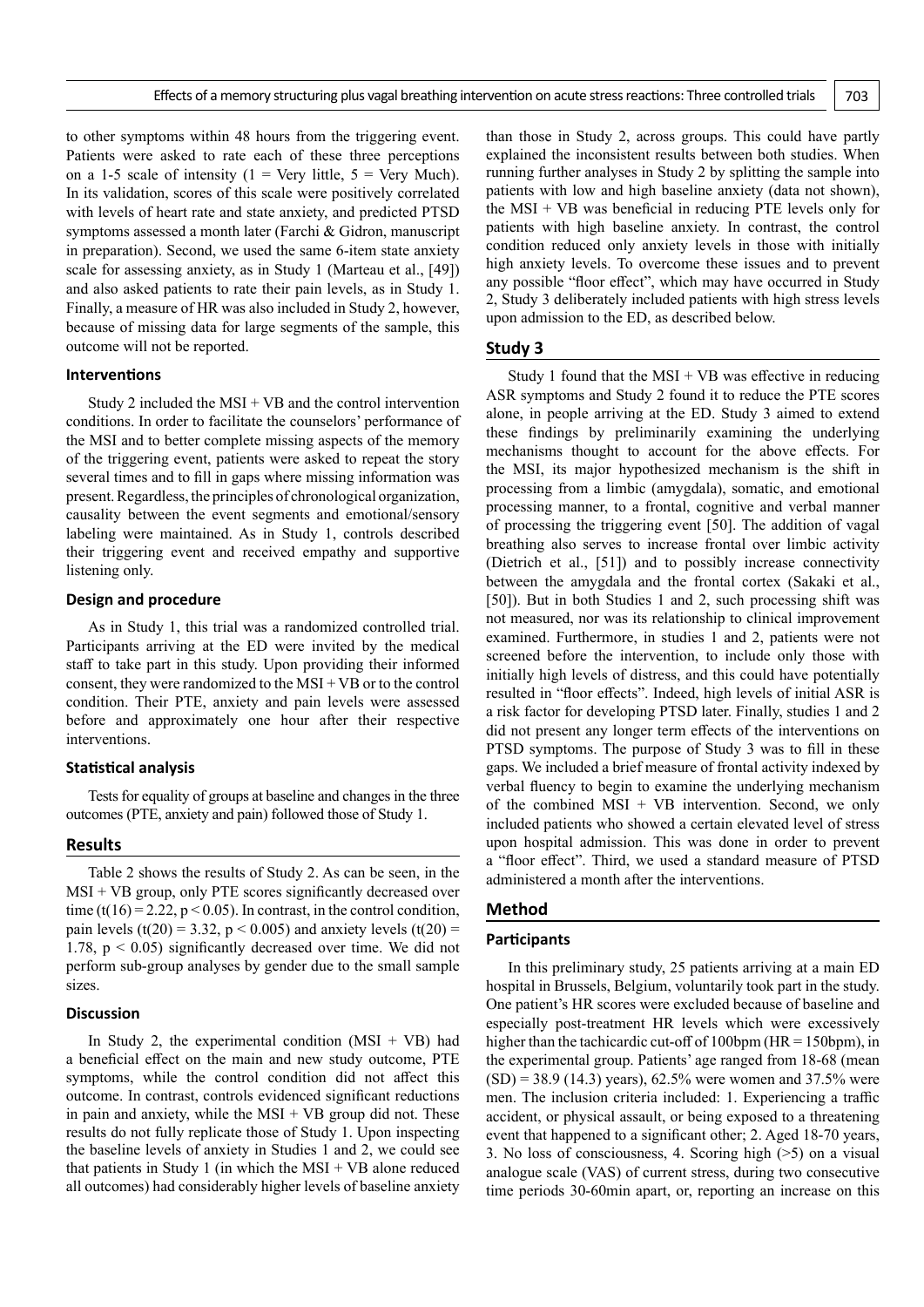to other symptoms within 48 hours from the triggering event. Patients were asked to rate each of these three perceptions on a 1-5 scale of intensity (1 = Very little, 5 = Very Much). In its validation, scores of this scale were positively correlated with levels of heart rate and state anxiety, and predicted PTSD symptoms assessed a month later (Farchi & Gidron, manuscript in preparation). Second, we used the same 6-item state anxiety scale for assessing anxiety, as in Study 1 (Marteau et al., [49]) and also asked patients to rate their pain levels, as in Study 1. Finally, a measure of HR was also included in Study 2, however, because of missing data for large segments of the sample, this outcome will not be reported.

### Interventions

Study 2 included the MSI + VB and the control intervention conditions. In order to facilitate the counselors' performance of the MSI and to better complete missing aspects of the memory of the triggering event, patients were asked to repeat the story several times and to fill in gaps where missing information was present. Regardless, the principles of chronological organization, causality between the event segments and emotional/sensory labeling were maintained. As in Study 1, controls described their triggering event and received empathy and supportive listening only.

### Design and procedure

As in Study 1, this trial was a randomized controlled trial. Participants arriving at the ED were invited by the medical staff to take part in this study. Upon providing their informed consent, they were randomized to the MSI + VB or to the control condition. Their PTE, anxiety and pain levels were assessed before and approximately one hour after their respective interventions.

### Statistical analysis

Tests for equality of groups at baseline and changes in the three outcomes (PTE, anxiety and pain) followed those of Study 1.

## Results

Table 2 shows the results of Study 2. As can be seen, in the MSI + VB group, only PTE scores significantly decreased over time ($t(16) = 2.22$, $p < 0.05$). In contrast, in the control condition, pain levels ($t(20) = 3.32$, $p < 0.005$) and anxiety levels ($t(20) = 1.78$, $p < 0.05$) significantly decreased over time. We did not perform sub-group analyses by gender due to the small sample sizes.

### Discussion

In Study 2, the experimental condition (MSI + VB) had a beneficial effect on the main and new study outcome, PTE symptoms, while the control condition did not affect this outcome. In contrast, controls evidenced significant reductions in pain and anxiety, while the MSI + VB group did not. These results do not fully replicate those of Study 1. Upon inspecting the baseline levels of anxiety in Studies 1 and 2, we could see that patients in Study 1 (in which the MSI + VB alone reduced all outcomes) had considerably higher levels of baseline anxiety than those in Study 2, across groups. This could have partly explained the inconsistent results between both studies. When running further analyses in Study 2 by splitting the sample into patients with low and high baseline anxiety (data not shown), the MSI + VB was beneficial in reducing PTE levels only for patients with high baseline anxiety. In contrast, the control condition reduced only anxiety levels in those with initially high anxiety levels. To overcome these issues and to prevent any possible "floor effect", which may have occurred in Study 2, Study 3 deliberately included patients with high stress levels upon admission to the ED, as described below.

## Study 3

Study 1 found that the MSI + VB was effective in reducing ASR symptoms and Study 2 found it to reduce the PTE scores alone, in people arriving at the ED. Study 3 aimed to extend these findings by preliminarily examining the underlying mechanisms thought to account for the above effects. For the MSI, its major hypothesized mechanism is the shift in processing from a limbic (amygdala), somatic, and emotional processing manner, to a frontal, cognitive and verbal manner of processing the triggering event [50]. The addition of vagal breathing also serves to increase frontal over limbic activity (Dietrich et al., [51]) and to possibly increase connectivity between the amygdala and the frontal cortex (Sakaki et al., [50]). But in both Studies 1 and 2, such processing shift was not measured, nor was its relationship to clinical improvement examined. Furthermore, in studies 1 and 2, patients were not screened before the intervention, to include only those with initially high levels of distress, and this could have potentially resulted in "floor effects". Indeed, high levels of initial ASR is a risk factor for developing PTSD later. Finally, studies 1 and 2 did not present any longer term effects of the interventions on PTSD symptoms. The purpose of Study 3 was to fill in these gaps. We included a brief measure of frontal activity indexed by verbal fluency to begin to examine the underlying mechanism of the combined MSI + VB intervention. Second, we only included patients who showed a certain elevated level of stress upon hospital admission. This was done in order to prevent a "floor effect". Third, we used a standard measure of PTSD administered a month after the interventions.

## Method

### Participants

In this preliminary study, 25 patients arriving at a main ED hospital in Brussels, Belgium, voluntarily took part in the study. One patient's HR scores were excluded because of baseline and especially post-treatment HR levels which were excessively higher than the tachicardic cut-off of 100bpm (HR = 150bpm), in the experimental group. Patients' age ranged from 18-68 (mean (SD) = 38.9 (14.3) years), 62.5% were women and 37.5% were men. The inclusion criteria included: 1. Experiencing a traffic accident, or physical assault, or being exposed to a threatening event that happened to a significant other; 2. Aged 18-70 years, 3. No loss of consciousness, 4. Scoring high (>5) on a visual analogue scale (VAS) of current stress, during two consecutive time periods 30-60min apart, or, reporting an increase on this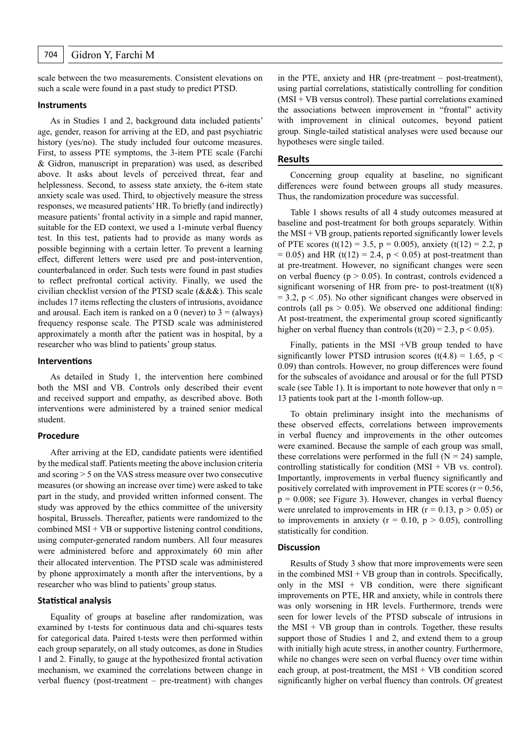scale between the two measurements. Consistent elevations on such a scale were found in a past study to predict PTSD.

### Instruments

As in Studies 1 and 2, background data included patients' age, gender, reason for arriving at the ED, and past psychiatric history (yes/no). The study included four outcome measures. First, to assess PTE symptoms, the 3-item PTE scale (Farchi & Gidron, manuscript in preparation) was used, as described above. It asks about levels of perceived threat, fear and helplessness. Second, to assess state anxiety, the 6-item state anxiety scale was used. Third, to objectively measure the stress responses, we measured patients' HR. To briefly (and indirectly) measure patients' frontal activity in a simple and rapid manner, suitable for the ED context, we used a 1-minute verbal fluency test. In this test, patients had to provide as many words as possible beginning with a certain letter. To prevent a learning effect, different letters were used pre and post-intervention, counterbalanced in order. Such tests were found in past studies to reflect prefrontal cortical activity. Finally, we used the civilian checklist version of the PTSD scale (&&&). This scale includes 17 items reflecting the clusters of intrusions, avoidance and arousal. Each item is ranked on a 0 (never) to 3 = (always) frequency response scale. The PTSD scale was administered approximately a month after the patient was in hospital, by a researcher who was blind to patients' group status.

### Interventions

As detailed in Study 1, the intervention here combined both the MSI and VB. Controls only described their event and received support and empathy, as described above. Both interventions were administered by a trained senior medical student.

### Procedure

After arriving at the ED, candidate patients were identified by the medical staff. Patients meeting the above inclusion criteria and scoring > 5 on the VAS stress measure over two consecutive measures (or showing an increase over time) were asked to take part in the study, and provided written informed consent. The study was approved by the ethics committee of the university hospital, Brussels. Thereafter, patients were randomized to the combined MSI + VB or supportive listening control conditions, using computer-generated random numbers. All four measures were administered before and approximately 60 min after their allocated intervention. The PTSD scale was administered by phone approximately a month after the interventions, by a researcher who was blind to patients' group status.

### Statistical analysis

Equality of groups at baseline after randomization, was examined by t-tests for continuous data and chi-squares tests for categorical data. Paired t-tests were then performed within each group separately, on all study outcomes, as done in Studies 1 and 2. Finally, to gauge at the hypothesized frontal activation mechanism, we examined the correlations between change in verbal fluency (post-treatment – pre-treatment) with changes in the PTE, anxiety and HR (pre-treatment – post-treatment), using partial correlations, statistically controlling for condition (MSI + VB versus control). These partial correlations examined the associations between improvement in "frontal" activity with improvement in clinical outcomes, beyond patient group. Single-tailed statistical analyses were used because our hypotheses were single tailed.

## Results

Concerning group equality at baseline, no significant differences were found between groups all study measures. Thus, the randomization procedure was successful.

Table 1 shows results of all 4 study outcomes measured at baseline and post-treatment for both groups separately. Within the MSI + VB group, patients reported significantly lower levels of PTE scores ($t(12) = 3.5$, $p = 0.005$), anxiety ($t(12) = 2.2$, $p = 0.05$) and HR ($t(12) = 2.4$, $p < 0.05$) at post-treatment than at pre-treatment. However, no significant changes were seen on verbal fluency ($p > 0.05$). In contrast, controls evidenced a significant worsening of HR from pre- to post-treatment ($t(8) = 3.2$, $p < .05$). No other significant changes were observed in controls (all $ps > 0.05$). We observed one additional finding: At post-treatment, the experimental group scored significantly higher on verbal fluency than controls ($t(20) = 2.3$, $p < 0.05$).

Finally, patients in the MSI +VB group tended to have significantly lower PTSD intrusion scores ($t(4.8) = 1.65$, $p < 0.09$) than controls. However, no group differences were found for the subscales of avoidance and arousal or for the full PTSD scale (see Table 1). It is important to note however that only n = 13 patients took part at the 1-month follow-up.

To obtain preliminary insight into the mechanisms of these observed effects, correlations between improvements in verbal fluency and improvements in the other outcomes were examined. Because the sample of each group was small, these correlations were performed in the full (N = 24) sample, controlling statistically for condition (MSI + VB vs. control). Importantly, improvements in verbal fluency significantly and positively correlated with improvement in PTE scores ($r = 0.56$, $p = 0.008$; see Figure 3). However, changes in verbal fluency were unrelated to improvements in HR ($r = 0.13$, $p > 0.05$) or to improvements in anxiety ($r = 0.10$, $p > 0.05$), controlling statistically for condition.

### Discussion

Results of Study 3 show that more improvements were seen in the combined MSI + VB group than in controls. Specifically, only in the MSI + VB condition, were there significant improvements on PTE, HR and anxiety, while in controls there was only worsening in HR levels. Furthermore, trends were seen for lower levels of the PTSD subscale of intrusions in the MSI + VB group than in controls. Together, these results support those of Studies 1 and 2, and extend them to a group with initially high acute stress, in another country. Furthermore, while no changes were seen on verbal fluency over time within each group, at post-treatment, the MSI + VB condition scored significantly higher on verbal fluency than controls. Of greatest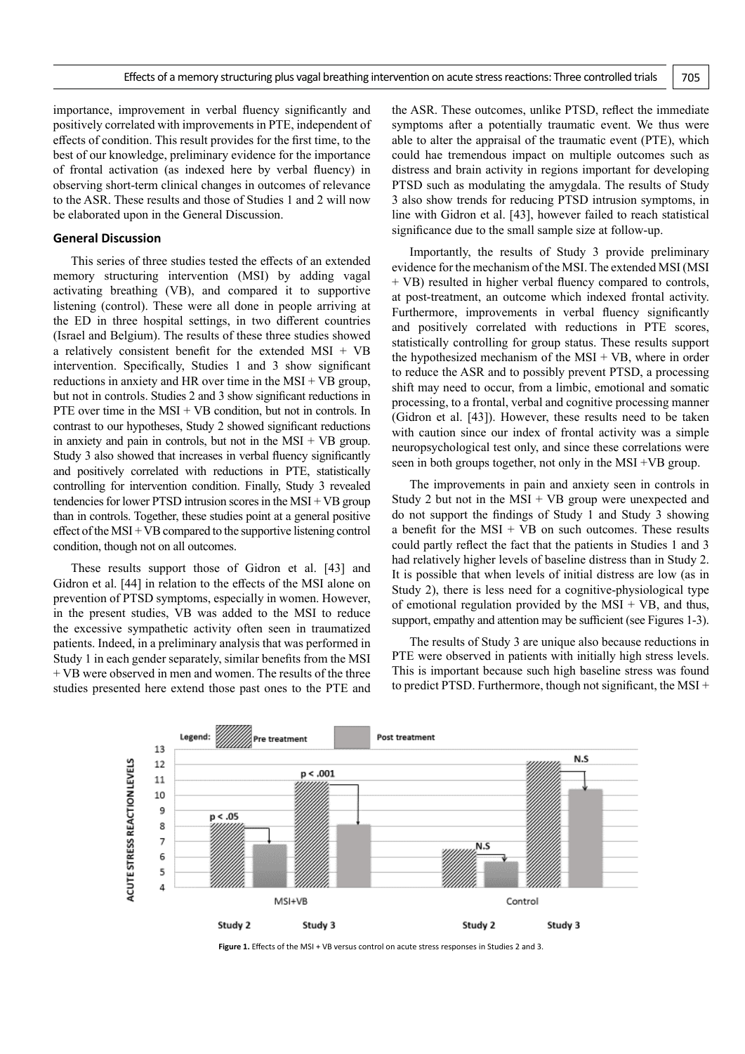importance, improvement in verbal fluency significantly and positively correlated with improvements in PTE, independent of effects of condition. This result provides for the first time, to the best of our knowledge, preliminary evidence for the importance of frontal activation (as indexed here by verbal fluency) in observing short-term clinical changes in outcomes of relevance to the ASR. These results and those of Studies 1 and 2 will now be elaborated upon in the General Discussion.

## General Discussion

This series of three studies tested the effects of an extended memory structuring intervention (MSI) by adding vagal activating breathing (VB), and compared it to supportive listening (control). These were all done in people arriving at the ED in three hospital settings, in two different countries (Israel and Belgium). The results of these three studies showed a relatively consistent benefit for the extended MSI + VB intervention. Specifically, Studies 1 and 3 show significant reductions in anxiety and HR over time in the MSI + VB group, but not in controls. Studies 2 and 3 show significant reductions in PTE over time in the MSI + VB condition, but not in controls. In contrast to our hypotheses, Study 2 showed significant reductions in anxiety and pain in controls, but not in the MSI + VB group. Study 3 also showed that increases in verbal fluency significantly and positively correlated with reductions in PTE, statistically controlling for intervention condition. Finally, Study 3 revealed tendencies for lower PTSD intrusion scores in the MSI + VB group than in controls. Together, these studies point at a general positive effect of the MSI + VB compared to the supportive listening control condition, though not on all outcomes.

These results support those of Gidron et al. [43] and Gidron et al. [44] in relation to the effects of the MSI alone on prevention of PTSD symptoms, especially in women. However, in the present studies, VB was added to the MSI to reduce the excessive sympathetic activity often seen in traumatized patients. Indeed, in a preliminary analysis that was performed in Study 1 in each gender separately, similar benefits from the MSI + VB were observed in men and women. The results of the three studies presented here extend those past ones to the PTE and the ASR. These outcomes, unlike PTSD, reflect the immediate symptoms after a potentially traumatic event. We thus were able to alter the appraisal of the traumatic event (PTE), which could hae tremendous impact on multiple outcomes such as distress and brain activity in regions important for developing PTSD such as modulating the amygdala. The results of Study 3 also show trends for reducing PTSD intrusion symptoms, in line with Gidron et al. [43], however failed to reach statistical significance due to the small sample size at follow-up.

Importantly, the results of Study 3 provide preliminary evidence for the mechanism of the MSI. The extended MSI (MSI + VB) resulted in higher verbal fluency compared to controls, at post-treatment, an outcome which indexed frontal activity. Furthermore, improvements in verbal fluency significantly and positively correlated with reductions in PTE scores, statistically controlling for group status. These results support the hypothesized mechanism of the MSI + VB, where in order to reduce the ASR and to possibly prevent PTSD, a processing shift may need to occur, from a limbic, emotional and somatic processing, to a frontal, verbal and cognitive processing manner (Gidron et al. [43]). However, these results need to be taken with caution since our index of frontal activity was a simple neuropsychological test only, and since these correlations were seen in both groups together, not only in the MSI +VB group.

The improvements in pain and anxiety seen in controls in Study 2 but not in the MSI + VB group were unexpected and do not support the findings of Study 1 and Study 3 showing a benefit for the MSI + VB on such outcomes. These results could partly reflect the fact that the patients in Studies 1 and 3 had relatively higher levels of baseline distress than in Study 2. It is possible that when levels of initial distress are low (as in Study 2), there is less need for a cognitive-physiological type of emotional regulation provided by the MSI + VB, and thus, support, empathy and attention may be sufficient (see Figures 1-3).

The results of Study 3 are unique also because reductions in PTE were observed in patients with initially high stress levels. This is important because such high baseline stress was found to predict PTSD. Furthermore, though not significant, the MSI +

**Figure 1.** Effects of the MSI + VB versus control on acute stress responses in Studies 2 and 3.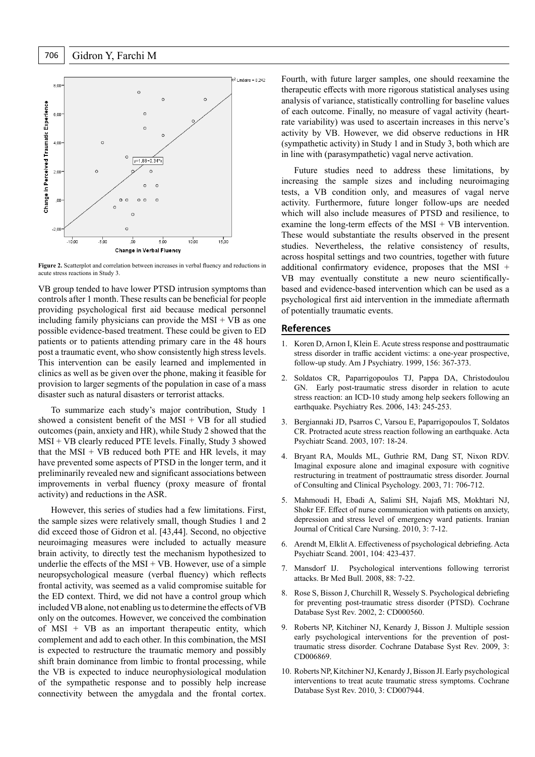Figure 2. Scatterplot and correlation between increases in verbal fluency and reductions in acute stress reactions in Study 3.

VB group tended to have lower PTSD intrusion symptoms than controls after 1 month. These results can be beneficial for people providing psychological first aid because medical personnel including family physicians can provide the MSI + VB as one possible evidence-based treatment. These could be given to ED patients or to patients attending primary care in the 48 hours post a traumatic event, who show consistently high stress levels. This intervention can be easily learned and implemented in clinics as well as be given over the phone, making it feasible for provision to larger segments of the population in case of a mass disaster such as natural disasters or terrorist attacks.

To summarize each study's major contribution, Study 1 showed a consistent benefit of the MSI + VB for all studied outcomes (pain, anxiety and HR), while Study 2 showed that the MSI + VB clearly reduced PTE levels. Finally, Study 3 showed that the MSI + VB reduced both PTE and HR levels, it may have prevented some aspects of PTSD in the longer term, and it preliminarily revealed new and significant associations between improvements in verbal fluency (proxy measure of frontal activity) and reductions in the ASR.

However, this series of studies had a few limitations. First, the sample sizes were relatively small, though Studies 1 and 2 did exceed those of Gidron et al. [43,44]. Second, no objective neuroimaging measures were included to actually measure brain activity, to directly test the mechanism hypothesized to underlie the effects of the MSI + VB. However, use of a simple neuropsychological measure (verbal fluency) which reflects frontal activity, was seemed as a valid compromise suitable for the ED context. Third, we did not have a control group which included VB alone, not enabling us to determine the effects of VB only on the outcomes. However, we conceived the combination of MSI + VB as an important therapeutic entity, which complement and add to each other. In this combination, the MSI is expected to restructure the traumatic memory and possibly shift brain dominance from limbic to frontal processing, while the VB is expected to induce neurophysiological modulation of the sympathetic response and to possibly help increase connectivity between the amygdala and the frontal cortex. Fourth, with future larger samples, one should reexamine the therapeutic effects with more rigorous statistical analyses using analysis of variance, statistically controlling for baseline values of each outcome. Finally, no measure of vagal activity (heart-rate variability) was used to ascertain increases in this nerve's activity by VB. However, we did observe reductions in HR (sympathetic activity) in Study 1 and in Study 3, both which are in line with (parasympathetic) vagal nerve activation.

Future studies need to address these limitations, by increasing the sample sizes and including neuroimaging tests, a VB condition only, and measures of vagal nerve activity. Furthermore, future longer follow-ups are needed which will also include measures of PTSD and resilience, to examine the long-term effects of the MSI + VB intervention. These would substantiate the results observed in the present studies. Nevertheless, the relative consistency of results, across hospital settings and two countries, together with future additional confirmatory evidence, proposes that the MSI + VB may eventually constitute a new neuro scientifically-based and evidence-based intervention which can be used as a psychological first aid intervention in the immediate aftermath of potentially traumatic events.

## References

1. Koren D, Arnon I, Klein E. Acute stress response and posttraumatic stress disorder in traffic accident victims: a one-year prospective, follow-up study. Am J Psychiatry. 1999, 156: 367-373.
2. Soldatos CR, Paparrigopoulos TJ, Pappa DA, Christodoulou GN. Early post-traumatic stress disorder in relation to acute stress reaction: an ICD-10 study among help seekers following an earthquake. Psychiatry Res. 2006, 143: 245-253.
3. Bergiannaki JD, Psarros C, Varsou E, Paparrigopoulos T, Soldatos CR. Protracted acute stress reaction following an earthquake. Acta Psychiatr Scand. 2003, 107: 18-24.
4. Bryant RA, Moulds ML, Guthrie RM, Dang ST, Nixon RDV. Imaginal exposure alone and imaginal exposure with cognitive restructuring in treatment of posttraumatic stress disorder. Journal of Consulting and Clinical Psychology. 2003, 71: 706-712.
5. Mahmoudi H, Ebadi A, Salimi SH, Najafi MS, Mokhtari NJ, Shokr EF. Effect of nurse communication with patients on anxiety, depression and stress level of emergency ward patients. Iranian Journal of Critical Care Nursing. 2010, 3: 7-12.
6. Arendt M, Elklit A. Effectiveness of psychological debriefing. Acta Psychiatr Scand. 2001, 104: 423-437.
7. Mansdorf IJ. Psychological interventions following terrorist attacks. Br Med Bull. 2008, 88: 7-22.
8. Rose S, Bisson J, Churchill R, Wessely S. Psychological debriefing for preventing post-traumatic stress disorder (PTSD). Cochrane Database Syst Rev. 2002, 2: CD000560.
9. Roberts NP, Kitchiner NJ, Kenardy J, Bisson J. Multiple session early psychological interventions for the prevention of post-traumatic stress disorder. Cochrane Database Syst Rev. 2009, 3: CD006869.
10. Roberts NP, Kitchiner NJ, Kenardy J, Bisson JI. Early psychological interventions to treat acute traumatic stress symptoms. Cochrane Database Syst Rev. 2010, 3: CD007944.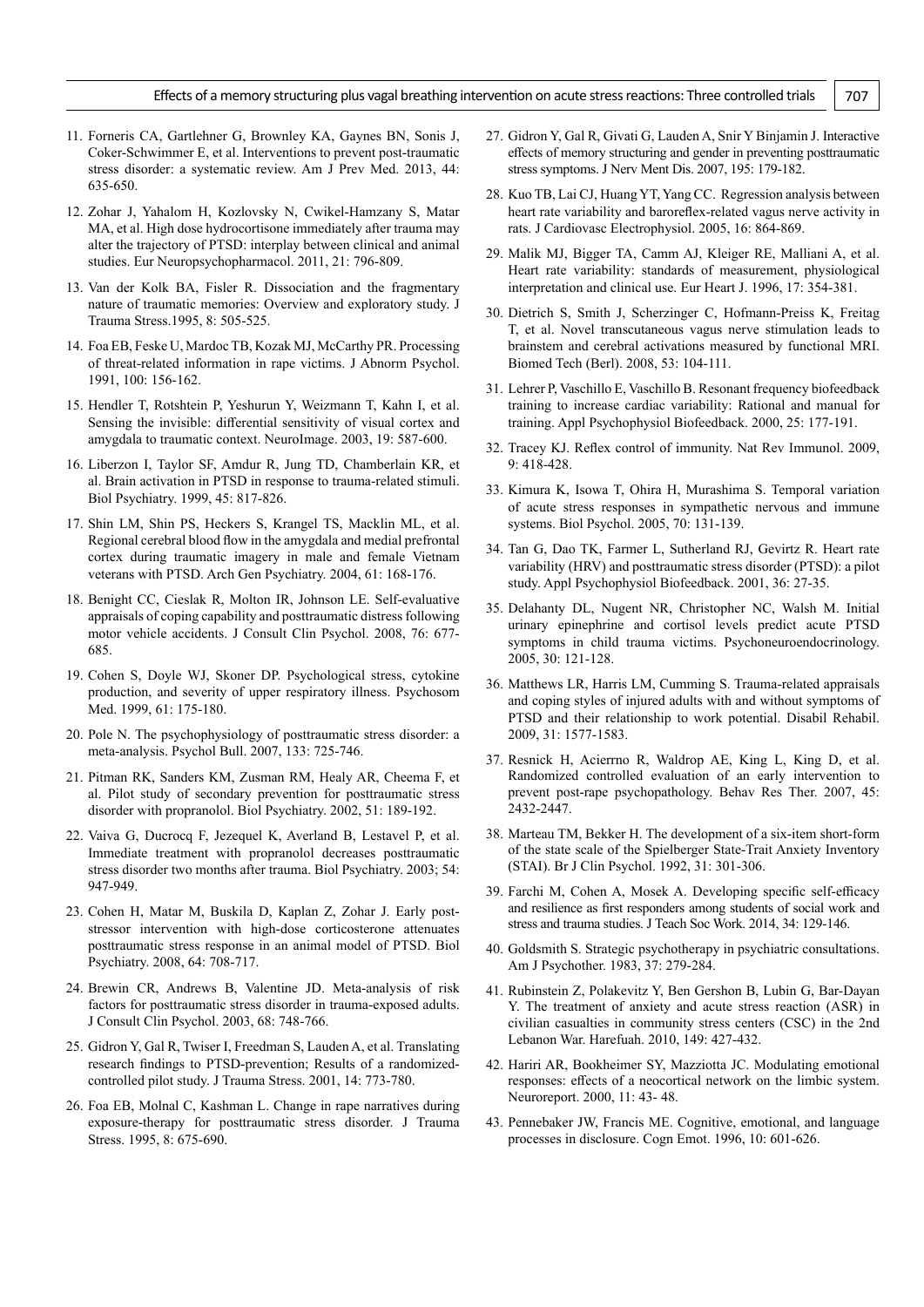11. Forneris CA, Gartlehner G, Brownley KA, Gaynes BN, Sonis J, Coker-Schwimmer E, et al. Interventions to prevent post-traumatic stress disorder: a systematic review. Am J Prev Med. 2013, 44: 635-650.

12. Zohar J, Yahalom H, Kozlovsky N, Cwikel-Hamzany S, Matar MA, et al. High dose hydrocortisone immediately after trauma may alter the trajectory of PTSD: interplay between clinical and animal studies. Eur Neuropsychopharmacol. 2011, 21: 796-809.

13. Van der Kolk BA, Fisler R. Dissociation and the fragmentary nature of traumatic memories: Overview and exploratory study. J Trauma Stress.1995, 8: 505-525.

14. Foa EB, Feske U, Mardoc TB, Kozak MJ, McCarthy PR. Processing of threat-related information in rape victims. J Abnorm Psychol. 1991, 100: 156-162.

15. Hendler T, Rotshtein P, Yeshurun Y, Weizmann T, Kahn I, et al. Sensing the invisible: differential sensitivity of visual cortex and amygdala to traumatic context. NeuroImage. 2003, 19: 587-600.

16. Liberzon I, Taylor SF, Amdur R, Jung TD, Chamberlain KR, et al. Brain activation in PTSD in response to trauma-related stimuli. Biol Psychiatry. 1999, 45: 817-826.

17. Shin LM, Shin PS, Heckers S, Krangel TS, Macklin ML, et al. Regional cerebral blood flow in the amygdala and medial prefrontal cortex during traumatic imagery in male and female Vietnam veterans with PTSD. Arch Gen Psychiatry. 2004, 61: 168-176.

18. Benight CC, Cieslak R, Molton IR, Johnson LE. Self-evaluative appraisals of coping capability and posttraumatic distress following motor vehicle accidents. J Consult Clin Psychol. 2008, 76: 677-685.

19. Cohen S, Doyle WJ, Skoner DP. Psychological stress, cytokine production, and severity of upper respiratory illness. Psychosom Med. 1999, 61: 175-180.

20. Pole N. The psychophysiology of posttraumatic stress disorder: a meta-analysis. Psychol Bull. 2007, 133: 725-746.

21. Pitman RK, Sanders KM, Zusman RM, Healy AR, Cheema F, et al. Pilot study of secondary prevention for posttraumatic stress disorder with propranolol. Biol Psychiatry. 2002, 51: 189-192.

22. Vaiva G, Ducrocq F, Jezequel K, Averland B, Lestavel P, et al. Immediate treatment with propranolol decreases posttraumatic stress disorder two months after trauma. Biol Psychiatry. 2003; 54: 947-949.

23. Cohen H, Matar M, Buskila D, Kaplan Z, Zohar J. Early post-stressor intervention with high-dose corticosterone attenuates posttraumatic stress response in an animal model of PTSD. Biol Psychiatry. 2008, 64: 708-717.

24. Brewin CR, Andrews B, Valentine JD. Meta-analysis of risk factors for posttraumatic stress disorder in trauma-exposed adults. J Consult Clin Psychol. 2003, 68: 748-766.

25. Gidron Y, Gal R, Twiser I, Freedman S, Lauden A, et al. Translating research findings to PTSD-prevention; Results of a randomized-controlled pilot study. J Trauma Stress. 2001, 14: 773-780.

26. Foa EB, Molnal C, Kashman L. Change in rape narratives during exposure-therapy for posttraumatic stress disorder. J Trauma Stress. 1995, 8: 675-690.

27. Gidron Y, Gal R, Givati G, Lauden A, Snir Y Binjamin J. Interactive effects of memory structuring and gender in preventing posttraumatic stress symptoms. J Nerv Ment Dis. 2007, 195: 179-182.

28. Kuo TB, Lai CJ, Huang YT, Yang CC. Regression analysis between heart rate variability and baroreflex-related vagus nerve activity in rats. J Cardiovasc Electrophysiol. 2005, 16: 864-869.

29. Malik MJ, Bigger TA, Camm AJ, Kleiger RE, Malliani A, et al. Heart rate variability: standards of measurement, physiological interpretation and clinical use. Eur Heart J. 1996, 17: 354-381.

30. Dietrich S, Smith J, Scherzinger C, Hofmann-Preiss K, Freitag T, et al. Novel transcutaneous vagus nerve stimulation leads to brainstem and cerebral activations measured by functional MRI. Biomed Tech (Berl). 2008, 53: 104-111.

31. Lehrer P, Vaschillo E, Vaschillo B. Resonant frequency biofeedback training to increase cardiac variability: Rational and manual for training. Appl Psychophysiol Biofeedback. 2000, 25: 177-191.

32. Tracey KJ. Reflex control of immunity. Nat Rev Immunol. 2009, 9: 418-428.

33. Kimura K, Isowa T, Ohira H, Murashima S. Temporal variation of acute stress responses in sympathetic nervous and immune systems. Biol Psychol. 2005, 70: 131-139.

34. Tan G, Dao TK, Farmer L, Sutherland RJ, Gevirtz R. Heart rate variability (HRV) and posttraumatic stress disorder (PTSD): a pilot study. Appl Psychophysiol Biofeedback. 2001, 36: 27-35.

35. Delahanty DL, Nugent NR, Christopher NC, Walsh M. Initial urinary epinephrine and cortisol levels predict acute PTSD symptoms in child trauma victims. Psychoneuroendocrinology. 2005, 30: 121-128.

36. Matthews LR, Harris LM, Cumming S. Trauma-related appraisals and coping styles of injured adults with and without symptoms of PTSD and their relationship to work potential. Disabil Rehabil. 2009, 31: 1577-1583.

37. Resnick H, Acierrno R, Waldrop AE, King L, King D, et al. Randomized controlled evaluation of an early intervention to prevent post-rape psychopathology. Behav Res Ther. 2007, 45: 2432-2447.

38. Marteau TM, Bekker H. The development of a six-item short-form of the state scale of the Spielberger State-Trait Anxiety Inventory (STAI). Br J Clin Psychol. 1992, 31: 301-306.

39. Farchi M, Cohen A, Mosek A. Developing specific self-efficacy and resilience as first responders among students of social work and stress and trauma studies. J Teach Soc Work. 2014, 34: 129-146.

40. Goldsmith S. Strategic psychotherapy in psychiatric consultations. Am J Psychother. 1983, 37: 279-284.

41. Rubinstein Z, Polakevitz Y, Ben Gershon B, Lubin G, Bar-Dayan Y. The treatment of anxiety and acute stress reaction (ASR) in civilian casualties in community stress centers (CSC) in the 2nd Lebanon War. Harefuah. 2010, 149: 427-432.

42. Hariri AR, Bookheimer SY, Mazziotta JC. Modulating emotional responses: effects of a neocortical network on the limbic system. Neuroreport. 2000, 11: 43- 48.

43. Pennebaker JW, Francis ME. Cognitive, emotional, and language processes in disclosure. Cogn Emot. 1996, 10: 601-626.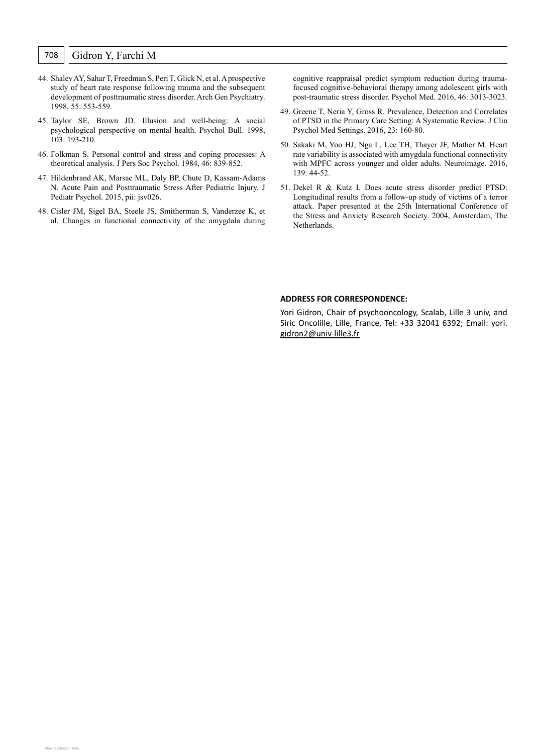44. Shalev AY, Sahar T, Freedman S, Peri T, Glick N, et al. A prospective study of heart rate response following trauma and the subsequent development of posttraumatic stress disorder. Arch Gen Psychiatry. 1998, 55: 553-559.

45. Taylor SE, Brown JD. Illusion and well-being: A social psychological perspective on mental health. Psychol Bull. 1998, 103: 193-210.

46. Folkman S. Personal control and stress and coping processes: A theoretical analysis. J Pers Soc Psychol. 1984, 46: 839-852.

47. Hildenbrand AK, Marsac ML, Daly BP, Chute D, Kassam-Adams N. Acute Pain and Posttraumatic Stress After Pediatric Injury. J Pediatr Psychol. 2015, pii: jsv026.

48. Cisler JM, Sigel BA, Steele JS, Smitherman S, Vanderzee K, et al. Changes in functional connectivity of the amygdala during cognitive reappraisal predict symptom reduction during trauma-focused cognitive-behavioral therapy among adolescent girls with post-traumatic stress disorder. Psychol Med. 2016, 46: 3013-3023.

49. Greene T, Neria Y, Gross R. Prevalence, Detection and Correlates of PTSD in the Primary Care Setting: A Systematic Review. J Clin Psychol Med Settings. 2016, 23: 160-80.

50. Sakaki M, Yoo HJ, Nga L, Lee TH, Thayer JF, Mather M. Heart rate variability is associated with amygdala functional connectivity with MPFC across younger and older adults. Neuroimage. 2016, 139: 44-52.

51. Dekel R & Kutz I. Does acute stress disorder predict PTSD: Longitudinal results from a follow-up study of victims of a terror attack. Paper presented at the 25th International Conference of the Stress and Anxiety Research Society. 2004, Amsterdam, The Netherlands.

**ADDRESS FOR CORRESPONDENCE:**

Yori Gidron, Chair of psychooncology, Scalab, Lille 3 univ, and Siric Oncolille, Lille, France, Tel: +33 32041 6392; Email: yori.gidron2@univ-lille3.fr